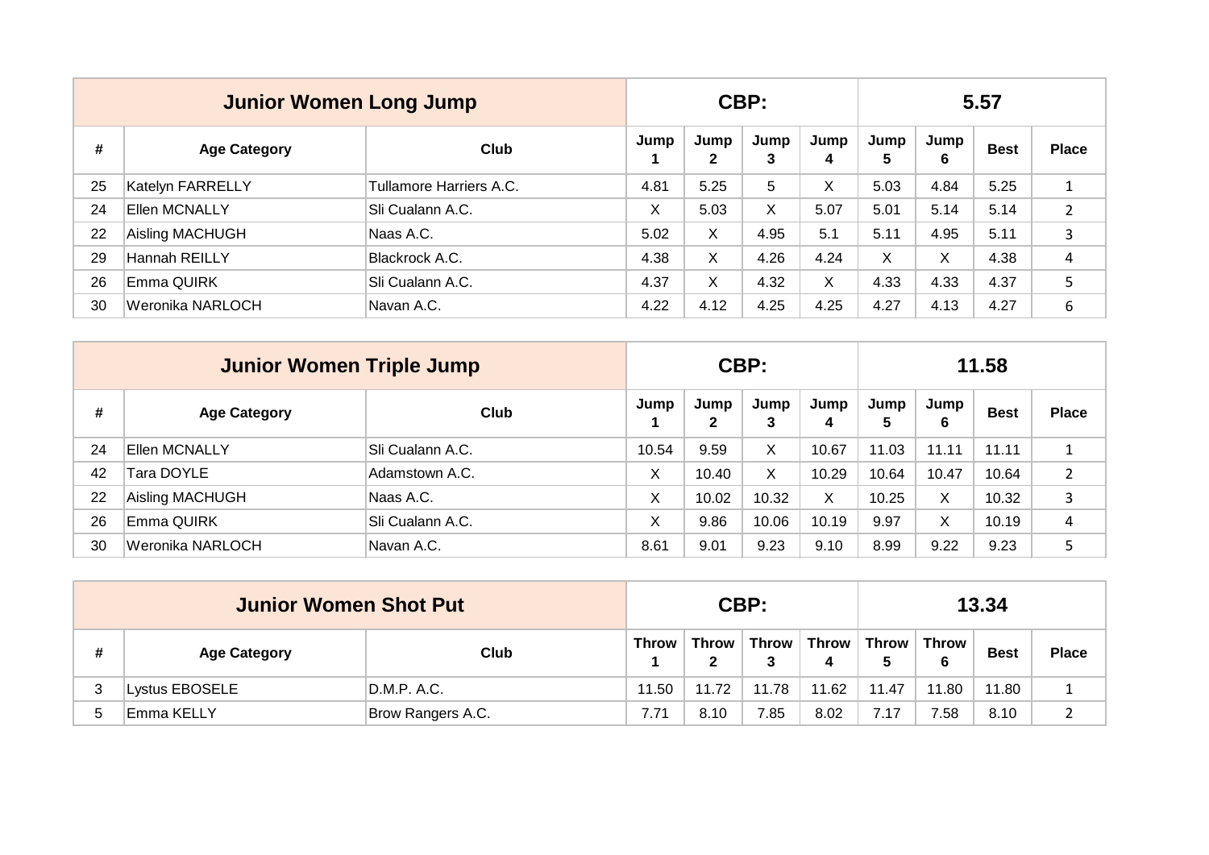| Junior Women Long Jump | | | CBP: | | | | 5.57 | | | |
|---|---|---|---|---|---|---|---|---|---|---|
| # | Age Category | Club | Jump 1 | Jump 2 | Jump 3 | Jump 4 | Jump 5 | Jump 6 | Best | Place |
| 25 | Katelyn FARRELLY | Tullamore Harriers A.C. | 4.81 | 5.25 | 5 | X | 5.03 | 4.84 | 5.25 | 1 |
| 24 | Ellen MCNALLY | Sli Cualann A.C. | X | 5.03 | X | 5.07 | 5.01 | 5.14 | 5.14 | 2 |
| 22 | Aisling MACHUGH | Naas A.C. | 5.02 | X | 4.95 | 5.1 | 5.11 | 4.95 | 5.11 | 3 |
| 29 | Hannah REILLY | Blackrock A.C. | 4.38 | X | 4.26 | 4.24 | X | X | 4.38 | 4 |
| 26 | Emma QUIRK | Sli Cualann A.C. | 4.37 | X | 4.32 | X | 4.33 | 4.33 | 4.37 | 5 |
| 30 | Weronika NARLOCH | Navan A.C. | 4.22 | 4.12 | 4.25 | 4.25 | 4.27 | 4.13 | 4.27 | 6 |

| Junior Women Triple Jump | | | CBP: | | | | 11.58 | | | |
|---|---|---|---|---|---|---|---|---|---|---|
| # | Age Category | Club | Jump 1 | Jump 2 | Jump 3 | Jump 4 | Jump 5 | Jump 6 | Best | Place |
| 24 | Ellen MCNALLY | Sli Cualann A.C. | 10.54 | 9.59 | X | 10.67 | 11.03 | 11.11 | 11.11 | 1 |
| 42 | Tara DOYLE | Adamstown A.C. | X | 10.40 | X | 10.29 | 10.64 | 10.47 | 10.64 | 2 |
| 22 | Aisling MACHUGH | Naas A.C. | X | 10.02 | 10.32 | X | 10.25 | X | 10.32 | 3 |
| 26 | Emma QUIRK | Sli Cualann A.C. | X | 9.86 | 10.06 | 10.19 | 9.97 | X | 10.19 | 4 |
| 30 | Weronika NARLOCH | Navan A.C. | 8.61 | 9.01 | 9.23 | 9.10 | 8.99 | 9.22 | 9.23 | 5 |

| Junior Women Shot Put | | | CBP: | | | | 13.34 | | | |
|---|---|---|---|---|---|---|---|---|---|---|
| # | Age Category | Club | Throw 1 | Throw 2 | Throw 3 | Throw 4 | Throw 5 | Throw 6 | Best | Place |
| 3 | Lystus EBOSELE | D.M.P. A.C. | 11.50 | 11.72 | 11.78 | 11.62 | 11.47 | 11.80 | 11.80 | 1 |
| 5 | Emma KELLY | Brow Rangers A.C. | 7.71 | 8.10 | 7.85 | 8.02 | 7.17 | 7.58 | 8.10 | 2 |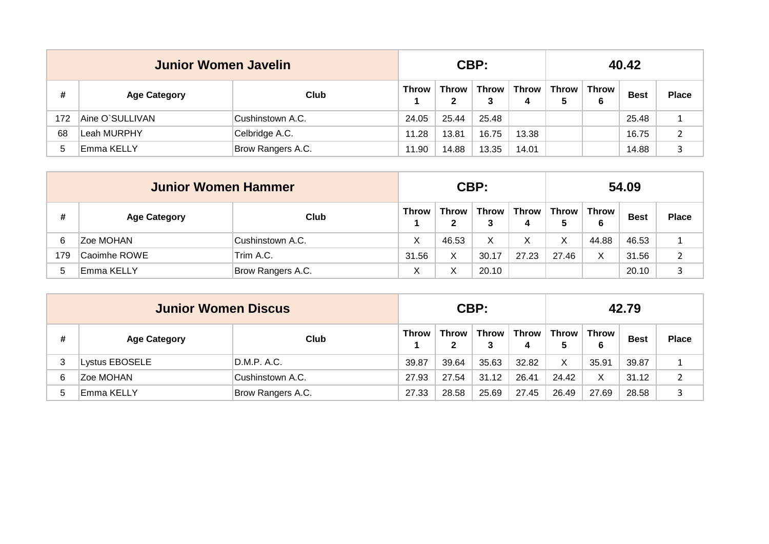| Junior Women Javelin | | | CBP: | | | | 40.42 | | | |
|---|---|---|---|---|---|---|---|---|---|---|
| # | Age Category | Club | Throw 1 | Throw 2 | Throw 3 | Throw 4 | Throw 5 | Throw 6 | Best | Place |
| 172 | Aine O`SULLIVAN | Cushinstown A.C. | 24.05 | 25.44 | 25.48 | | | | 25.48 | 1 |
| 68 | Leah MURPHY | Celbridge A.C. | 11.28 | 13.81 | 16.75 | 13.38 | | | 16.75 | 2 |
| 5 | Emma KELLY | Brow Rangers A.C. | 11.90 | 14.88 | 13.35 | 14.01 | | | 14.88 | 3 |

| Junior Women Hammer | | | CBP: | | | | 54.09 | | | |
|---|---|---|---|---|---|---|---|---|---|---|
| # | Age Category | Club | Throw 1 | Throw 2 | Throw 3 | Throw 4 | Throw 5 | Throw 6 | Best | Place |
| 6 | Zoe MOHAN | Cushinstown A.C. | X | 46.53 | X | X | X | 44.88 | 46.53 | 1 |
| 179 | Caoimhe ROWE | Trim A.C. | 31.56 | X | 30.17 | 27.23 | 27.46 | X | 31.56 | 2 |
| 5 | Emma KELLY | Brow Rangers A.C. | X | X | 20.10 | | | | 20.10 | 3 |

| Junior Women Discus | | | CBP: | | | | 42.79 | | | |
|---|---|---|---|---|---|---|---|---|---|---|
| # | Age Category | Club | Throw 1 | Throw 2 | Throw 3 | Throw 4 | Throw 5 | Throw 6 | Best | Place |
| 3 | Lystus EBOSELE | D.M.P. A.C. | 39.87 | 39.64 | 35.63 | 32.82 | X | 35.91 | 39.87 | 1 |
| 6 | Zoe MOHAN | Cushinstown A.C. | 27.93 | 27.54 | 31.12 | 26.41 | 24.42 | X | 31.12 | 2 |
| 5 | Emma KELLY | Brow Rangers A.C. | 27.33 | 28.58 | 25.69 | 27.45 | 26.49 | 27.69 | 28.58 | 3 |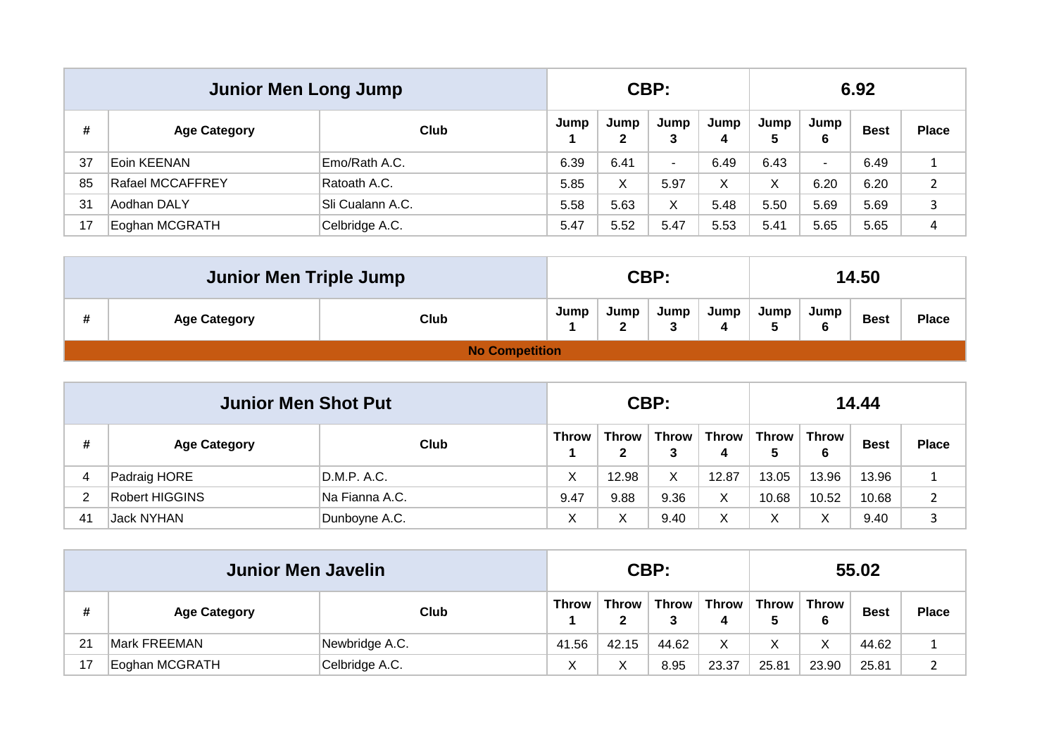| Junior Men Long Jump | | | CBP: | | | 6.92 | | | |
|---|---|---|---|---|---|---|---|---|---|
| # | Age Category | Club | Jump 1 | Jump 2 | Jump 3 | Jump 4 | Jump 5 | Jump 6 | Best | Place |
| 37 | Eoin KEENAN | Emo/Rath A.C. | 6.39 | 6.41 | - | 6.49 | 6.43 | - | 6.49 | 1 |
| 85 | Rafael MCCAFFREY | Ratoath A.C. | 5.85 | X | 5.97 | X | X | 6.20 | 6.20 | 2 |
| 31 | Aodhan DALY | Sli Cualann A.C. | 5.58 | 5.63 | X | 5.48 | 5.50 | 5.69 | 5.69 | 3 |
| 17 | Eoghan MCGRATH | Celbridge A.C. | 5.47 | 5.52 | 5.47 | 5.53 | 5.41 | 5.65 | 5.65 | 4 |

| Junior Men Triple Jump | | | CBP: | | | | 14.50 | | | |
|---|---|---|---|---|---|---|---|---|---|---|
| # | Age Category | Club | Jump 1 | Jump 2 | Jump 3 | Jump 4 | Jump 5 | Jump 6 | Best | Place |
| **No Competition** | | | | | | | | | | |

| Junior Men Shot Put | | | CBP: | | | | 14.44 | | | |
|---|---|---|---|---|---|---|---|---|---|---|
| # | Age Category | Club | Throw 1 | Throw 2 | Throw 3 | Throw 4 | Throw 5 | Throw 6 | Best | Place |
| 4 | Padraig HORE | D.M.P. A.C. | X | 12.98 | X | 12.87 | 13.05 | 13.96 | 13.96 | 1 |
| 2 | Robert HIGGINS | Na Fianna A.C. | 9.47 | 9.88 | 9.36 | X | 10.68 | 10.52 | 10.68 | 2 |
| 41 | Jack NYHAN | Dunboyne A.C. | X | X | 9.40 | X | X | X | 9.40 | 3 |

| Junior Men Javelin | | | CBP: | | | | 55.02 | | | |
|---|---|---|---|---|---|---|---|---|---|---|
| # | Age Category | Club | Throw 1 | Throw 2 | Throw 3 | Throw 4 | Throw 5 | Throw 6 | Best | Place |
| 21 | Mark FREEMAN | Newbridge A.C. | 41.56 | 42.15 | 44.62 | X | X | X | 44.62 | 1 |
| 17 | Eoghan MCGRATH | Celbridge A.C. | X | X | 8.95 | 23.37 | 25.81 | 23.90 | 25.81 | 2 |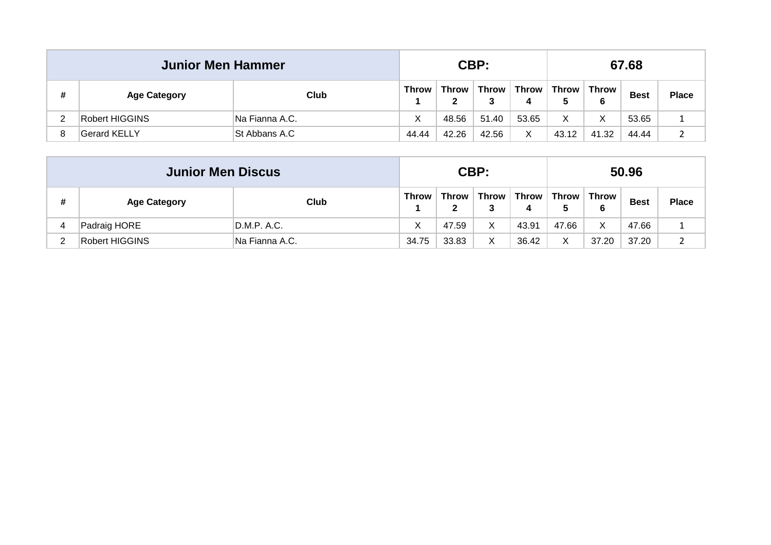| Junior Men Hammer | | | CBP: | | | | 67.68 | | | |
|---|---|---|---|---|---|---|---|---|---|---|
| # | Age Category | Club | Throw 1 | Throw 2 | Throw 3 | Throw 4 | Throw 5 | Throw 6 | Best | Place |
| 2 | Robert HIGGINS | Na Fianna A.C. | X | 48.56 | 51.40 | 53.65 | X | X | 53.65 | 1 |
| 8 | Gerard KELLY | St Abbans A.C | 44.44 | 42.26 | 42.56 | X | 43.12 | 41.32 | 44.44 | 2 |

| Junior Men Discus | | | CBP: | | | | 50.96 | | | |
|---|---|---|---|---|---|---|---|---|---|---|
| # | Age Category | Club | Throw 1 | Throw 2 | Throw 3 | Throw 4 | Throw 5 | Throw 6 | Best | Place |
| 4 | Padraig HORE | D.M.P. A.C. | X | 47.59 | X | 43.91 | 47.66 | X | 47.66 | 1 |
| 2 | Robert HIGGINS | Na Fianna A.C. | 34.75 | 33.83 | X | 36.42 | X | 37.20 | 37.20 | 2 |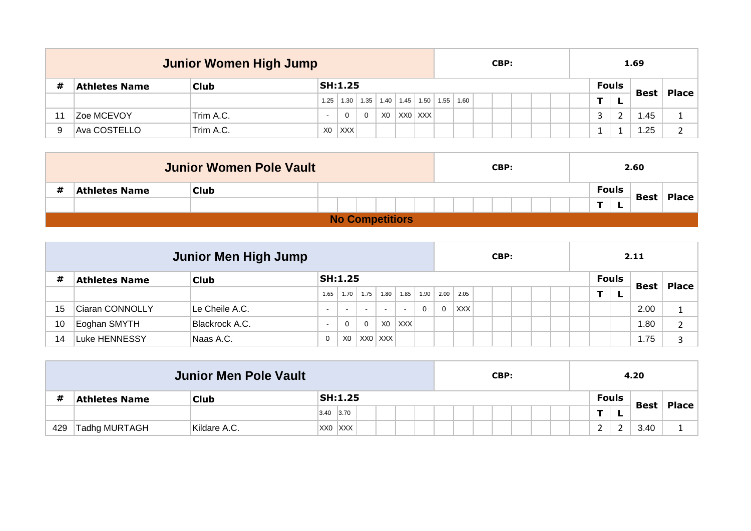## Junior Women High Jump

CBP: 1.69

| # | Athletes Name | Club | SH:1.25 | | | | | | | | | | | | | Fouls | | Best | Place |
|---|---|---|---|---|---|---|---|---|---|---|---|---|---|---|---|---|---|---|---|
| | | | 1.25 | 1.30 | 1.35 | 1.40 | 1.45 | 1.50 | 1.55 | 1.60 | | | | | | T | L | | |
| 11 | Zoe MCEVOY | Trim A.C. | - | 0 | 0 | X0 | XX0 | XXX | | | | | | | | 3 | 2 | 1.45 | 1 |
| 9 | Ava COSTELLO | Trim A.C. | X0 | XXX | | | | | | | | | | | | 1 | 1 | 1.25 | 2 |

## Junior Women Pole Vault

CBP: 2.60

| # | Athletes Name | Club | | | | | | | | | | | | | | Fouls | | Best | Place |
|---|---|---|---|---|---|---|---|---|---|---|---|---|---|---|---|---|---|---|---|
| | | | | | | | | | | | | | | | | T | L | | |

**No Competitiors**

## Junior Men High Jump

CBP: 2.11

| # | Athletes Name | Club | SH:1.25 | | | | | | | | | | | | | Fouls | | Best | Place |
|---|---|---|---|---|---|---|---|---|---|---|---|---|---|---|---|---|---|---|---|
| | | | 1.65 | 1.70 | 1.75 | 1.80 | 1.85 | 1.90 | 2.00 | 2.05 | | | | | | T | L | | |
| 15 | Ciaran CONNOLLY | Le Cheile A.C. | - | - | - | - | - | 0 | 0 | XXX | | | | | | | | 2.00 | 1 |
| 10 | Eoghan SMYTH | Blackrock A.C. | - | 0 | 0 | X0 | XXX | | | | | | | | | | | 1.80 | 2 |
| 14 | Luke HENNESSY | Naas A.C. | 0 | X0 | XX0 | XXX | | | | | | | | | | | | 1.75 | 3 |

## Junior Men Pole Vault

CBP: 4.20

| # | Athletes Name | Club | SH:1.25 | | | | | | | | | | | | | Fouls | | Best | Place |
|---|---|---|---|---|---|---|---|---|---|---|---|---|---|---|---|---|---|---|---|
| | | | 3.40 | 3.70 | | | | | | | | | | | | T | L | | |
| 429 | Tadhg MURTAGH | Kildare A.C. | XX0 | XXX | | | | | | | | | | | | 2 | 2 | 3.40 | 1 |